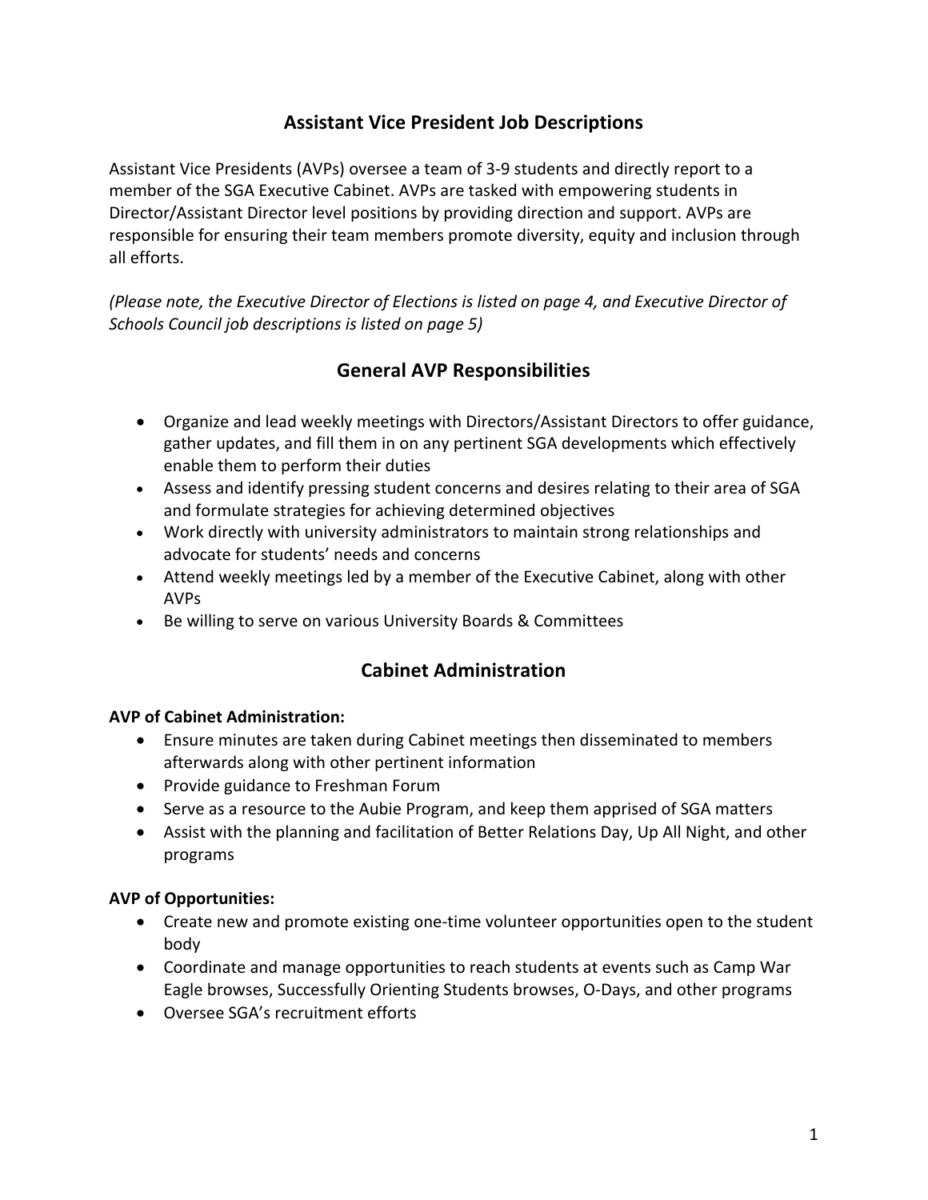# Assistant Vice President Job Descriptions

Assistant Vice Presidents (AVPs) oversee a team of 3-9 students and directly report to a member of the SGA Executive Cabinet. AVPs are tasked with empowering students in Director/Assistant Director level positions by providing direction and support. AVPs are responsible for ensuring their team members promote diversity, equity and inclusion through all efforts.

*(Please note, the Executive Director of Elections is listed on page 4, and Executive Director of Schools Council job descriptions is listed on page 5)*

## General AVP Responsibilities

- Organize and lead weekly meetings with Directors/Assistant Directors to offer guidance, gather updates, and fill them in on any pertinent SGA developments which effectively enable them to perform their duties
- Assess and identify pressing student concerns and desires relating to their area of SGA and formulate strategies for achieving determined objectives
- Work directly with university administrators to maintain strong relationships and advocate for students' needs and concerns
- Attend weekly meetings led by a member of the Executive Cabinet, along with other AVPs
- Be willing to serve on various University Boards & Committees

## Cabinet Administration

**AVP of Cabinet Administration:**

- Ensure minutes are taken during Cabinet meetings then disseminated to members afterwards along with other pertinent information
- Provide guidance to Freshman Forum
- Serve as a resource to the Aubie Program, and keep them apprised of SGA matters
- Assist with the planning and facilitation of Better Relations Day, Up All Night, and other programs

**AVP of Opportunities:**

- Create new and promote existing one-time volunteer opportunities open to the student body
- Coordinate and manage opportunities to reach students at events such as Camp War Eagle browses, Successfully Orienting Students browses, O-Days, and other programs
- Oversee SGA's recruitment efforts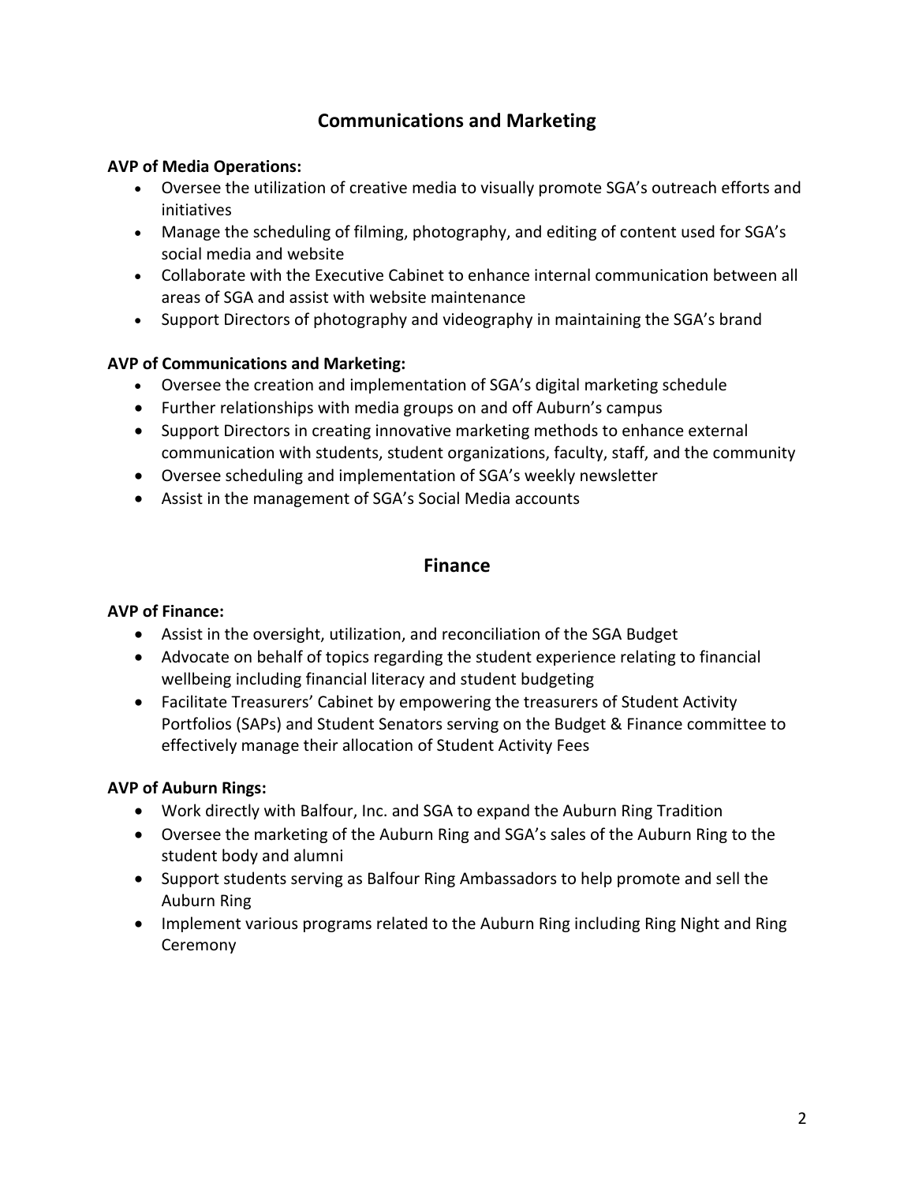## Communications and Marketing

**AVP of Media Operations:**

- Oversee the utilization of creative media to visually promote SGA's outreach efforts and initiatives
- Manage the scheduling of filming, photography, and editing of content used for SGA's social media and website
- Collaborate with the Executive Cabinet to enhance internal communication between all areas of SGA and assist with website maintenance
- Support Directors of photography and videography in maintaining the SGA's brand

**AVP of Communications and Marketing:**

- Oversee the creation and implementation of SGA's digital marketing schedule
- Further relationships with media groups on and off Auburn's campus
- Support Directors in creating innovative marketing methods to enhance external communication with students, student organizations, faculty, staff, and the community
- Oversee scheduling and implementation of SGA's weekly newsletter
- Assist in the management of SGA's Social Media accounts

## Finance

**AVP of Finance:**

- Assist in the oversight, utilization, and reconciliation of the SGA Budget
- Advocate on behalf of topics regarding the student experience relating to financial wellbeing including financial literacy and student budgeting
- Facilitate Treasurers' Cabinet by empowering the treasurers of Student Activity Portfolios (SAPs) and Student Senators serving on the Budget & Finance committee to effectively manage their allocation of Student Activity Fees

**AVP of Auburn Rings:**

- Work directly with Balfour, Inc. and SGA to expand the Auburn Ring Tradition
- Oversee the marketing of the Auburn Ring and SGA's sales of the Auburn Ring to the student body and alumni
- Support students serving as Balfour Ring Ambassadors to help promote and sell the Auburn Ring
- Implement various programs related to the Auburn Ring including Ring Night and Ring Ceremony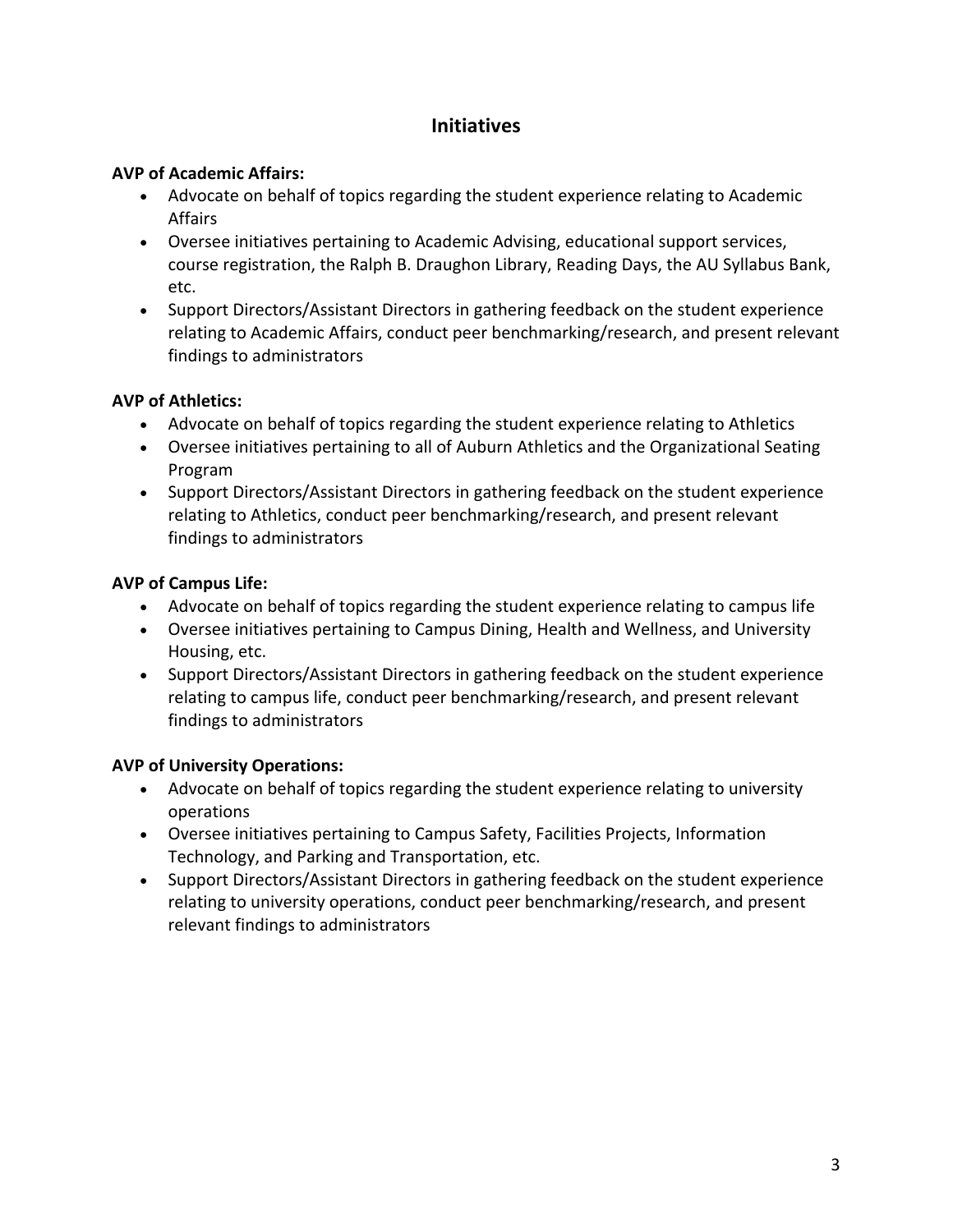## Initiatives

**AVP of Academic Affairs:**

- Advocate on behalf of topics regarding the student experience relating to Academic Affairs
- Oversee initiatives pertaining to Academic Advising, educational support services, course registration, the Ralph B. Draughon Library, Reading Days, the AU Syllabus Bank, etc.
- Support Directors/Assistant Directors in gathering feedback on the student experience relating to Academic Affairs, conduct peer benchmarking/research, and present relevant findings to administrators

**AVP of Athletics:**

- Advocate on behalf of topics regarding the student experience relating to Athletics
- Oversee initiatives pertaining to all of Auburn Athletics and the Organizational Seating Program
- Support Directors/Assistant Directors in gathering feedback on the student experience relating to Athletics, conduct peer benchmarking/research, and present relevant findings to administrators

**AVP of Campus Life:**

- Advocate on behalf of topics regarding the student experience relating to campus life
- Oversee initiatives pertaining to Campus Dining, Health and Wellness, and University Housing, etc.
- Support Directors/Assistant Directors in gathering feedback on the student experience relating to campus life, conduct peer benchmarking/research, and present relevant findings to administrators

**AVP of University Operations:**

- Advocate on behalf of topics regarding the student experience relating to university operations
- Oversee initiatives pertaining to Campus Safety, Facilities Projects, Information Technology, and Parking and Transportation, etc.
- Support Directors/Assistant Directors in gathering feedback on the student experience relating to university operations, conduct peer benchmarking/research, and present relevant findings to administrators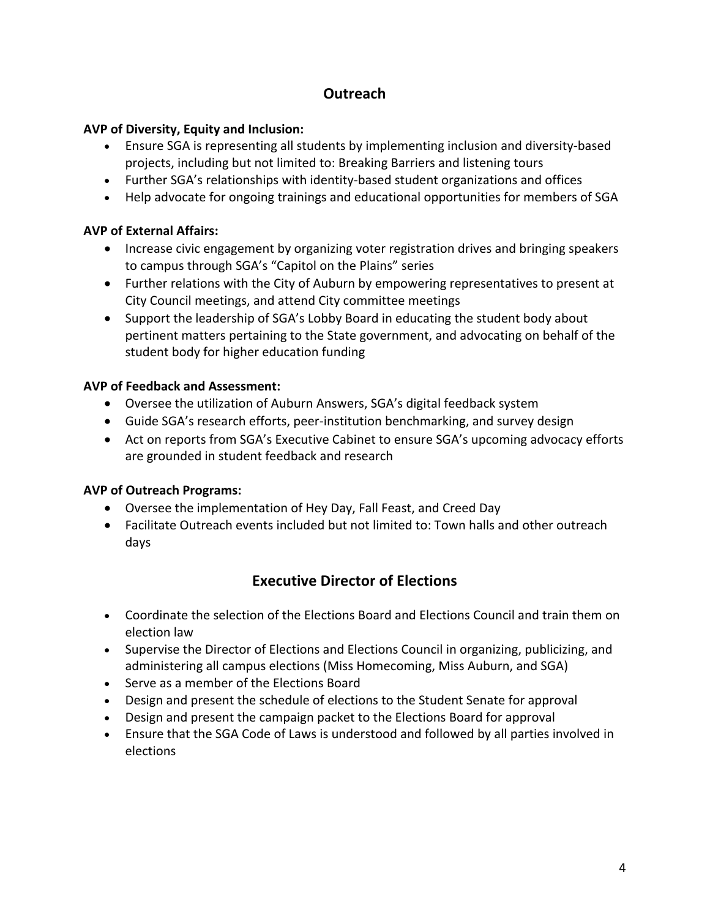## Outreach

**AVP of Diversity, Equity and Inclusion:**

- Ensure SGA is representing all students by implementing inclusion and diversity-based projects, including but not limited to: Breaking Barriers and listening tours
- Further SGA's relationships with identity-based student organizations and offices
- Help advocate for ongoing trainings and educational opportunities for members of SGA

**AVP of External Affairs:**

- Increase civic engagement by organizing voter registration drives and bringing speakers to campus through SGA's "Capitol on the Plains" series
- Further relations with the City of Auburn by empowering representatives to present at City Council meetings, and attend City committee meetings
- Support the leadership of SGA's Lobby Board in educating the student body about pertinent matters pertaining to the State government, and advocating on behalf of the student body for higher education funding

**AVP of Feedback and Assessment:**

- Oversee the utilization of Auburn Answers, SGA's digital feedback system
- Guide SGA's research efforts, peer-institution benchmarking, and survey design
- Act on reports from SGA's Executive Cabinet to ensure SGA's upcoming advocacy efforts are grounded in student feedback and research

**AVP of Outreach Programs:**

- Oversee the implementation of Hey Day, Fall Feast, and Creed Day
- Facilitate Outreach events included but not limited to: Town halls and other outreach days

## Executive Director of Elections

- Coordinate the selection of the Elections Board and Elections Council and train them on election law
- Supervise the Director of Elections and Elections Council in organizing, publicizing, and administering all campus elections (Miss Homecoming, Miss Auburn, and SGA)
- Serve as a member of the Elections Board
- Design and present the schedule of elections to the Student Senate for approval
- Design and present the campaign packet to the Elections Board for approval
- Ensure that the SGA Code of Laws is understood and followed by all parties involved in elections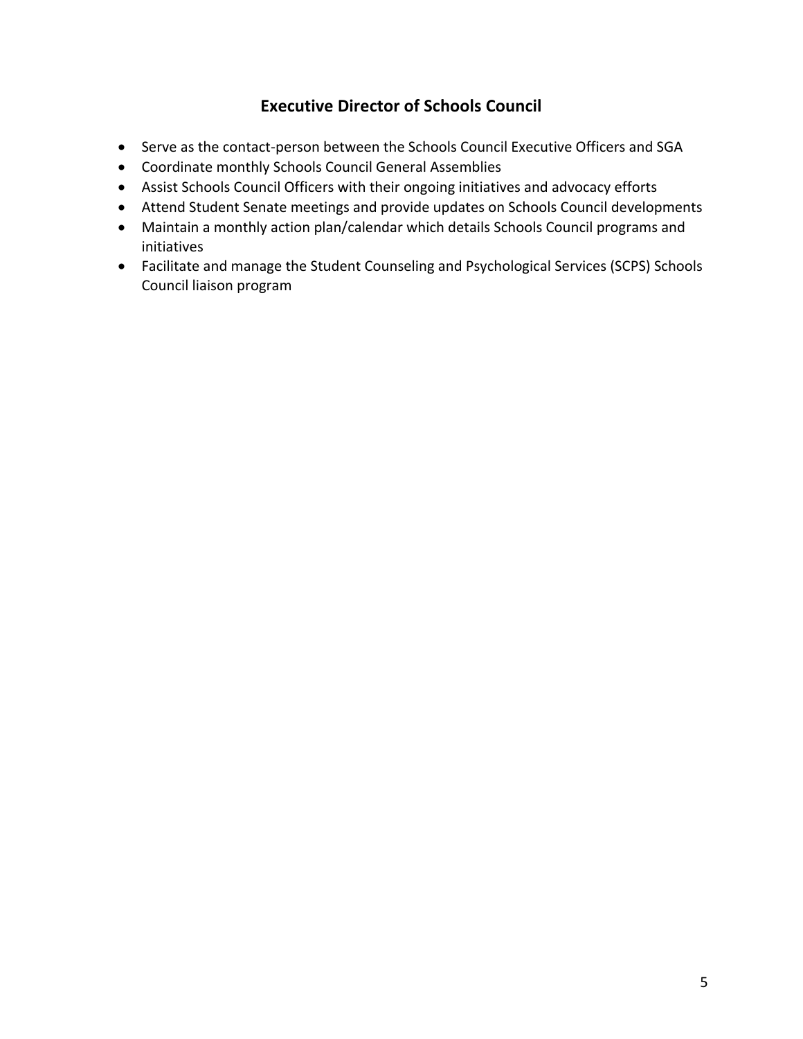## Executive Director of Schools Council

- Serve as the contact-person between the Schools Council Executive Officers and SGA
- Coordinate monthly Schools Council General Assemblies
- Assist Schools Council Officers with their ongoing initiatives and advocacy efforts
- Attend Student Senate meetings and provide updates on Schools Council developments
- Maintain a monthly action plan/calendar which details Schools Council programs and initiatives
- Facilitate and manage the Student Counseling and Psychological Services (SCPS) Schools Council liaison program